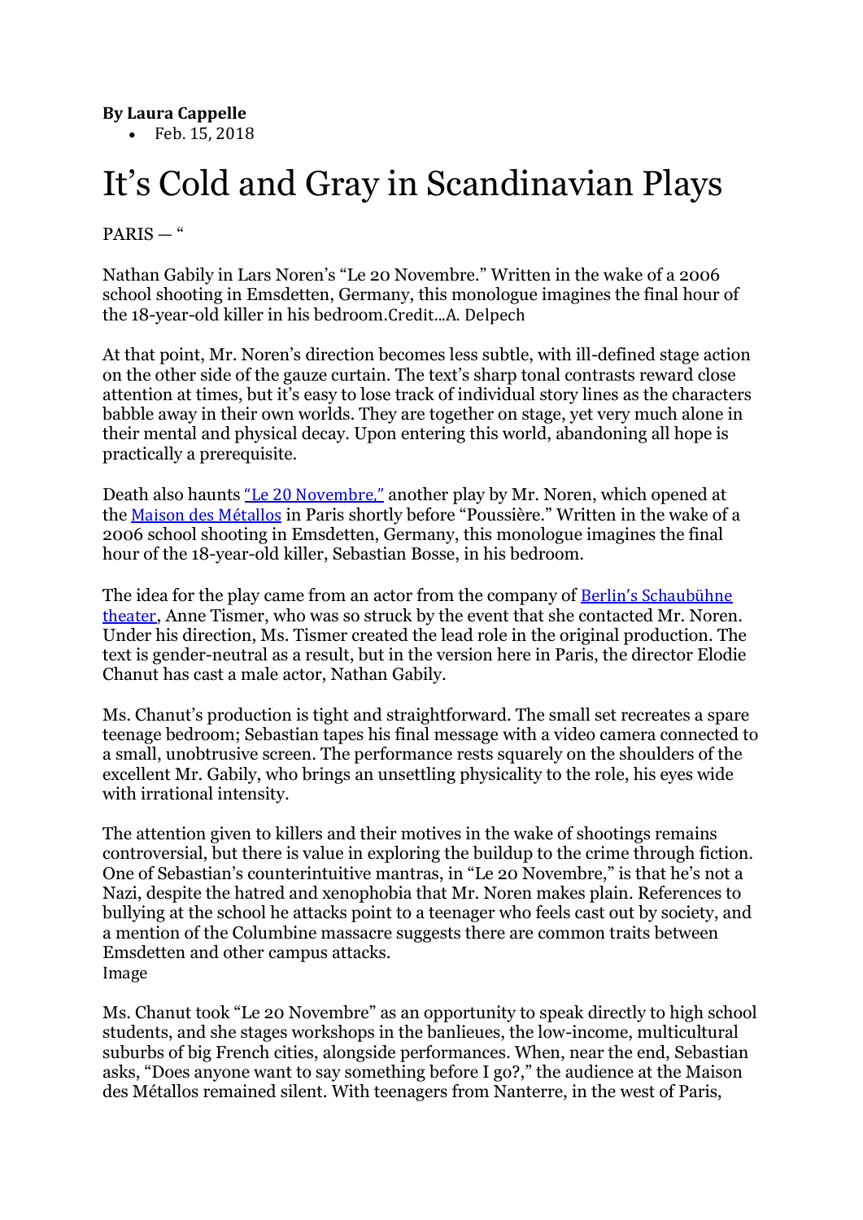**By Laura Cappelle**

- Feb. 15, 2018

# It's Cold and Gray in Scandinavian Plays

PARIS — "

Nathan Gabily in Lars Noren's "Le 20 Novembre." Written in the wake of a 2006 school shooting in Emsdetten, Germany, this monologue imagines the final hour of the 18-year-old killer in his bedroom.Credit...A. Delpech

At that point, Mr. Noren's direction becomes less subtle, with ill-defined stage action on the other side of the gauze curtain. The text's sharp tonal contrasts reward close attention at times, but it's easy to lose track of individual story lines as the characters babble away in their own worlds. They are together on stage, yet very much alone in their mental and physical decay. Upon entering this world, abandoning all hope is practically a prerequisite.

Death also haunts "Le 20 Novembre," another play by Mr. Noren, which opened at the Maison des Métallos in Paris shortly before "Poussière." Written in the wake of a 2006 school shooting in Emsdetten, Germany, this monologue imagines the final hour of the 18-year-old killer, Sebastian Bosse, in his bedroom.

The idea for the play came from an actor from the company of Berlin's Schaubühne theater, Anne Tismer, who was so struck by the event that she contacted Mr. Noren. Under his direction, Ms. Tismer created the lead role in the original production. The text is gender-neutral as a result, but in the version here in Paris, the director Elodie Chanut has cast a male actor, Nathan Gabily.

Ms. Chanut's production is tight and straightforward. The small set recreates a spare teenage bedroom; Sebastian tapes his final message with a video camera connected to a small, unobtrusive screen. The performance rests squarely on the shoulders of the excellent Mr. Gabily, who brings an unsettling physicality to the role, his eyes wide with irrational intensity.

The attention given to killers and their motives in the wake of shootings remains controversial, but there is value in exploring the buildup to the crime through fiction. One of Sebastian's counterintuitive mantras, in "Le 20 Novembre," is that he's not a Nazi, despite the hatred and xenophobia that Mr. Noren makes plain. References to bullying at the school he attacks point to a teenager who feels cast out by society, and a mention of the Columbine massacre suggests there are common traits between Emsdetten and other campus attacks.

Image

Ms. Chanut took "Le 20 Novembre" as an opportunity to speak directly to high school students, and she stages workshops in the banlieues, the low-income, multicultural suburbs of big French cities, alongside performances. When, near the end, Sebastian asks, "Does anyone want to say something before I go?," the audience at the Maison des Métallos remained silent. With teenagers from Nanterre, in the west of Paris,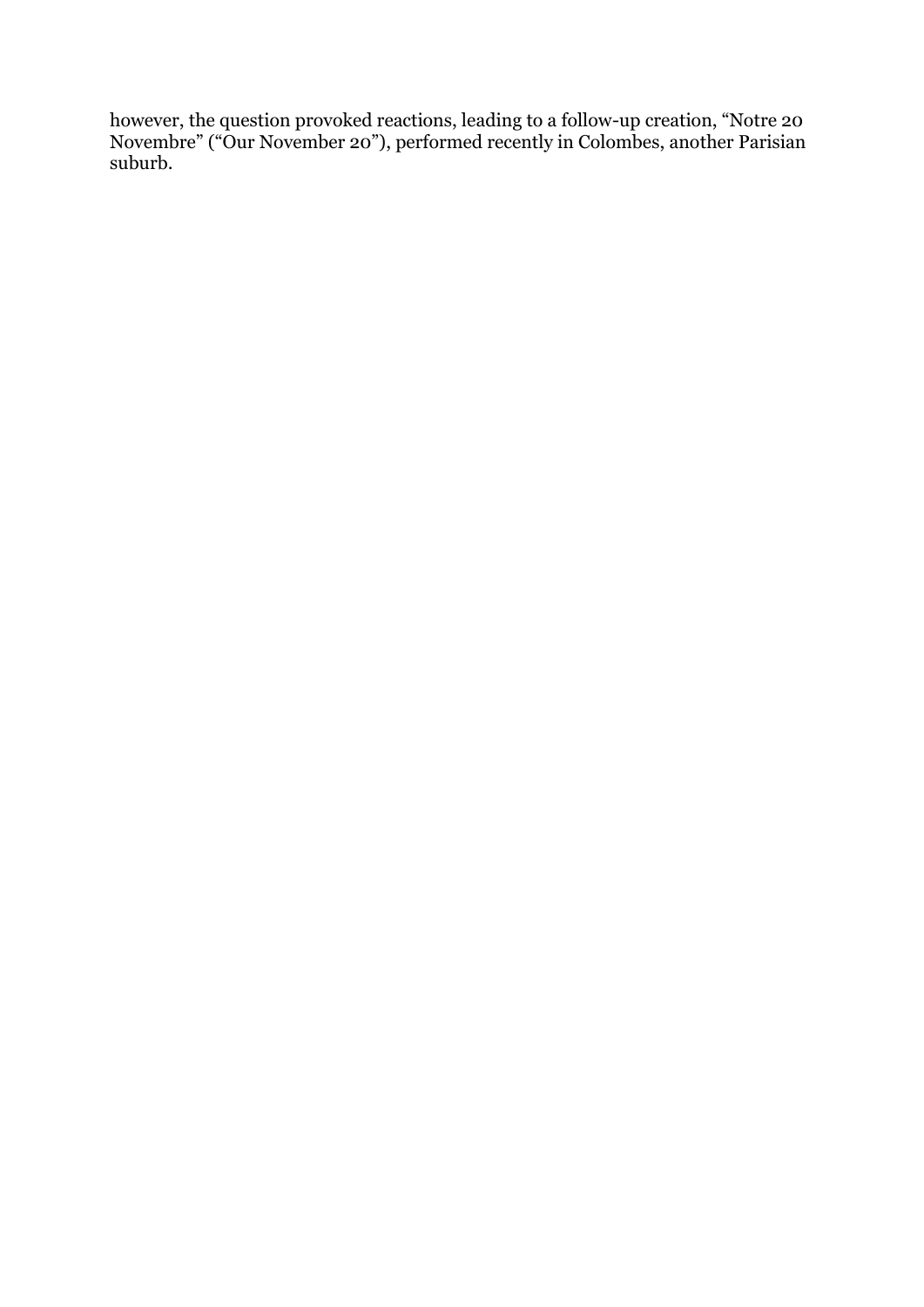however, the question provoked reactions, leading to a follow-up creation, “Notre 20 Novembre” (“Our November 20”), performed recently in Colombes, another Parisian suburb.